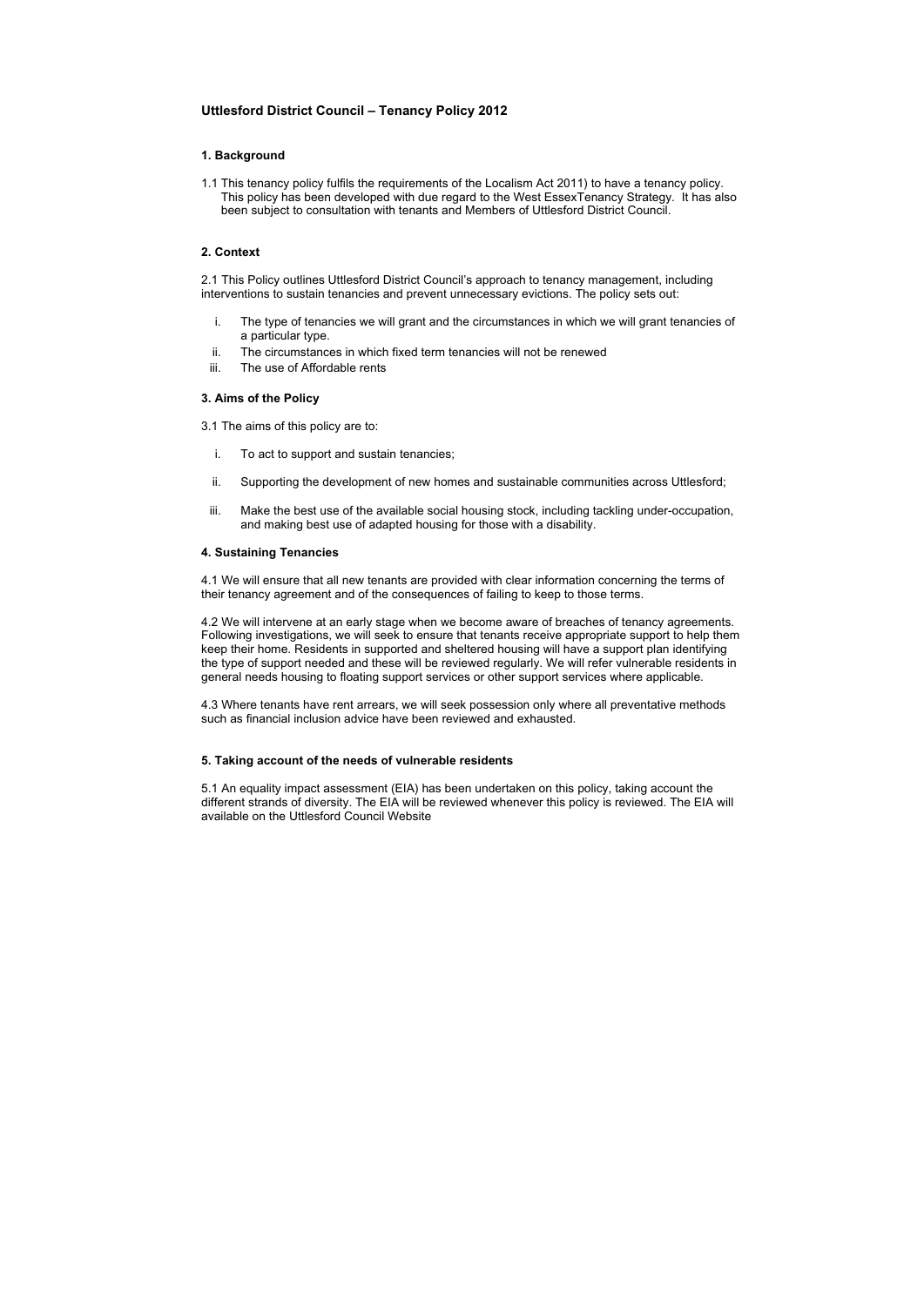## Uttlesford District Council – Tenancy Policy 2012

### 1. Background

1.1 This tenancy policy fulfils the requirements of the Localism Act 2011) to have a tenancy policy. This policy has been developed with due regard to the West EssexTenancy Strategy. It has also been subject to consultation with tenants and Members of Uttlesford District Council.

### 2. Context

2.1 This Policy outlines Uttlesford District Council's approach to tenancy management, including interventions to sustain tenancies and prevent unnecessary evictions. The policy sets out:

i. The type of tenancies we will grant and the circumstances in which we will grant tenancies of a particular type.
ii. The circumstances in which fixed term tenancies will not be renewed
iii. The use of Affordable rents

### 3. Aims of the Policy

3.1 The aims of this policy are to:

i. To act to support and sustain tenancies;

ii. Supporting the development of new homes and sustainable communities across Uttlesford;

iii. Make the best use of the available social housing stock, including tackling under-occupation, and making best use of adapted housing for those with a disability.

### 4. Sustaining Tenancies

4.1 We will ensure that all new tenants are provided with clear information concerning the terms of their tenancy agreement and of the consequences of failing to keep to those terms.

4.2 We will intervene at an early stage when we become aware of breaches of tenancy agreements. Following investigations, we will seek to ensure that tenants receive appropriate support to help them keep their home. Residents in supported and sheltered housing will have a support plan identifying the type of support needed and these will be reviewed regularly. We will refer vulnerable residents in general needs housing to floating support services or other support services where applicable.

4.3 Where tenants have rent arrears, we will seek possession only where all preventative methods such as financial inclusion advice have been reviewed and exhausted.

### 5. Taking account of the needs of vulnerable residents

5.1 An equality impact assessment (EIA) has been undertaken on this policy, taking account the different strands of diversity. The EIA will be reviewed whenever this policy is reviewed. The EIA will available on the Uttlesford Council Website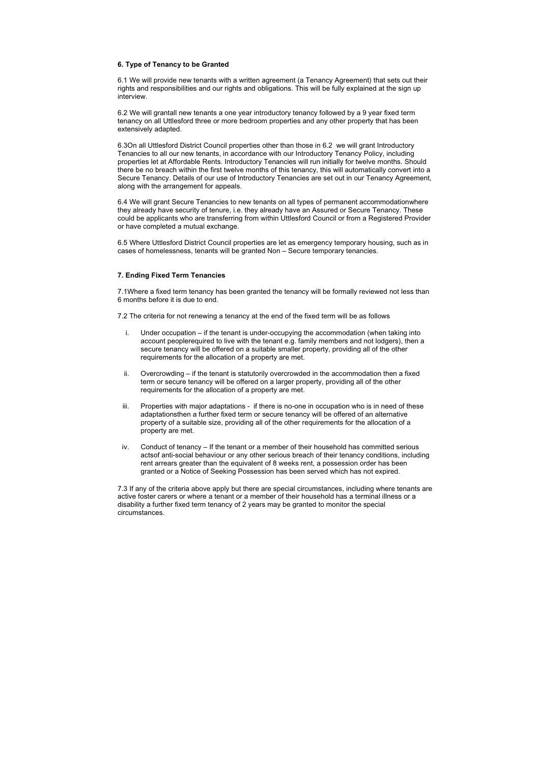### 6. Type of Tenancy to be Granted

6.1 We will provide new tenants with a written agreement (a Tenancy Agreement) that sets out their rights and responsibilities and our rights and obligations. This will be fully explained at the sign up interview.

6.2 We will grantall new tenants a one year introductory tenancy followed by a 9 year fixed term tenancy on all Uttlesford three or more bedroom properties and any other property that has been extensively adapted.

6.3On all Uttlesford District Council properties other than those in 6.2 we will grant Introductory Tenancies to all our new tenants, in accordance with our Introductory Tenancy Policy, including properties let at Affordable Rents. Introductory Tenancies will run initially for twelve months. Should there be no breach within the first twelve months of this tenancy, this will automatically convert into a Secure Tenancy. Details of our use of Introductory Tenancies are set out in our Tenancy Agreement, along with the arrangement for appeals.

6.4 We will grant Secure Tenancies to new tenants on all types of permanent accommodationwhere they already have security of tenure, i.e. they already have an Assured or Secure Tenancy. These could be applicants who are transferring from within Uttlesford Council or from a Registered Provider or have completed a mutual exchange.

6.5 Where Uttlesford District Council properties are let as emergency temporary housing, such as in cases of homelessness, tenants will be granted Non – Secure temporary tenancies.

### 7. Ending Fixed Term Tenancies

7.1Where a fixed term tenancy has been granted the tenancy will be formally reviewed not less than 6 months before it is due to end.

7.2 The criteria for not renewing a tenancy at the end of the fixed term will be as follows

i. Under occupation – if the tenant is under-occupying the accommodation (when taking into account peoplerequired to live with the tenant e.g. family members and not lodgers), then a secure tenancy will be offered on a suitable smaller property, providing all of the other requirements for the allocation of a property are met.

ii. Overcrowding – if the tenant is statutorily overcrowded in the accommodation then a fixed term or secure tenancy will be offered on a larger property, providing all of the other requirements for the allocation of a property are met.

iii. Properties with major adaptations - if there is no-one in occupation who is in need of these adaptationsthen a further fixed term or secure tenancy will be offered of an alternative property of a suitable size, providing all of the other requirements for the allocation of a property are met.

iv. Conduct of tenancy – If the tenant or a member of their household has committed serious actsof anti-social behaviour or any other serious breach of their tenancy conditions, including rent arrears greater than the equivalent of 8 weeks rent, a possession order has been granted or a Notice of Seeking Possession has been served which has not expired.

7.3 If any of the criteria above apply but there are special circumstances, including where tenants are active foster carers or where a tenant or a member of their household has a terminal illness or a disability a further fixed term tenancy of 2 years may be granted to monitor the special circumstances.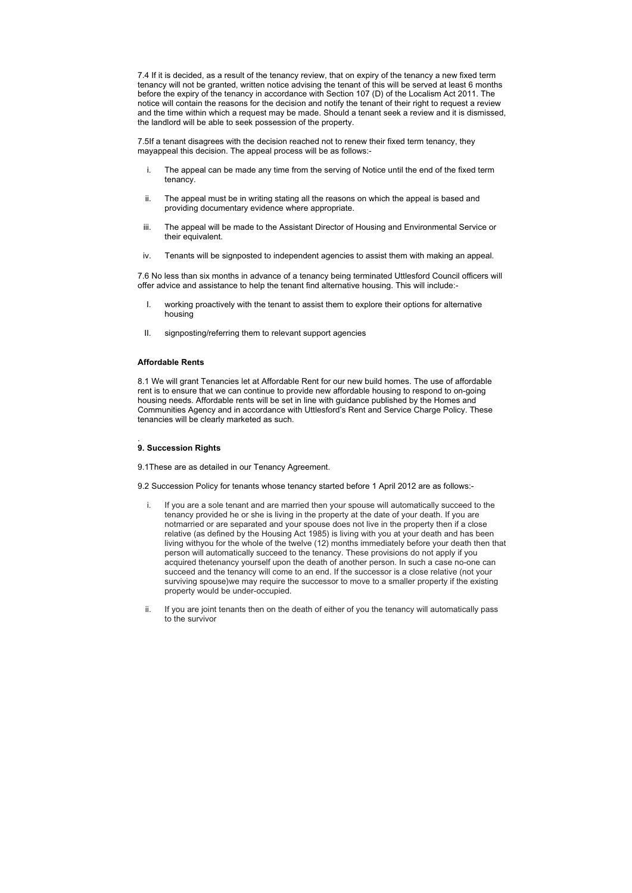7.4 If it is decided, as a result of the tenancy review, that on expiry of the tenancy a new fixed term tenancy will not be granted, written notice advising the tenant of this will be served at least 6 months before the expiry of the tenancy in accordance with Section 107 (D) of the Localism Act 2011. The notice will contain the reasons for the decision and notify the tenant of their right to request a review and the time within which a request may be made. Should a tenant seek a review and it is dismissed, the landlord will be able to seek possession of the property.

7.5If a tenant disagrees with the decision reached not to renew their fixed term tenancy, they mayappeal this decision. The appeal process will be as follows:-

i. The appeal can be made any time from the serving of Notice until the end of the fixed term tenancy.

ii. The appeal must be in writing stating all the reasons on which the appeal is based and providing documentary evidence where appropriate.

iii. The appeal will be made to the Assistant Director of Housing and Environmental Service or their equivalent.

iv. Tenants will be signposted to independent agencies to assist them with making an appeal.

7.6 No less than six months in advance of a tenancy being terminated Uttlesford Council officers will offer advice and assistance to help the tenant find alternative housing. This will include:-

I. working proactively with the tenant to assist them to explore their options for alternative housing

II. signposting/referring them to relevant support agencies

**Affordable Rents**

8.1 We will grant Tenancies let at Affordable Rent for our new build homes. The use of affordable rent is to ensure that we can continue to provide new affordable housing to respond to on-going housing needs. Affordable rents will be set in line with guidance published by the Homes and Communities Agency and in accordance with Uttlesford's Rent and Service Charge Policy. These tenancies will be clearly marketed as such.

.
**9. Succession Rights**

9.1These are as detailed in our Tenancy Agreement.

9.2 Succession Policy for tenants whose tenancy started before 1 April 2012 are as follows:-

i. If you are a sole tenant and are married then your spouse will automatically succeed to the tenancy provided he or she is living in the property at the date of your death. If you are notmarried or are separated and your spouse does not live in the property then if a close relative (as defined by the Housing Act 1985) is living with you at your death and has been living withyou for the whole of the twelve (12) months immediately before your death then that person will automatically succeed to the tenancy. These provisions do not apply if you acquired thetenancy yourself upon the death of another person. In such a case no-one can succeed and the tenancy will come to an end. If the successor is a close relative (not your surviving spouse)we may require the successor to move to a smaller property if the existing property would be under-occupied.

ii. If you are joint tenants then on the death of either of you the tenancy will automatically pass to the survivor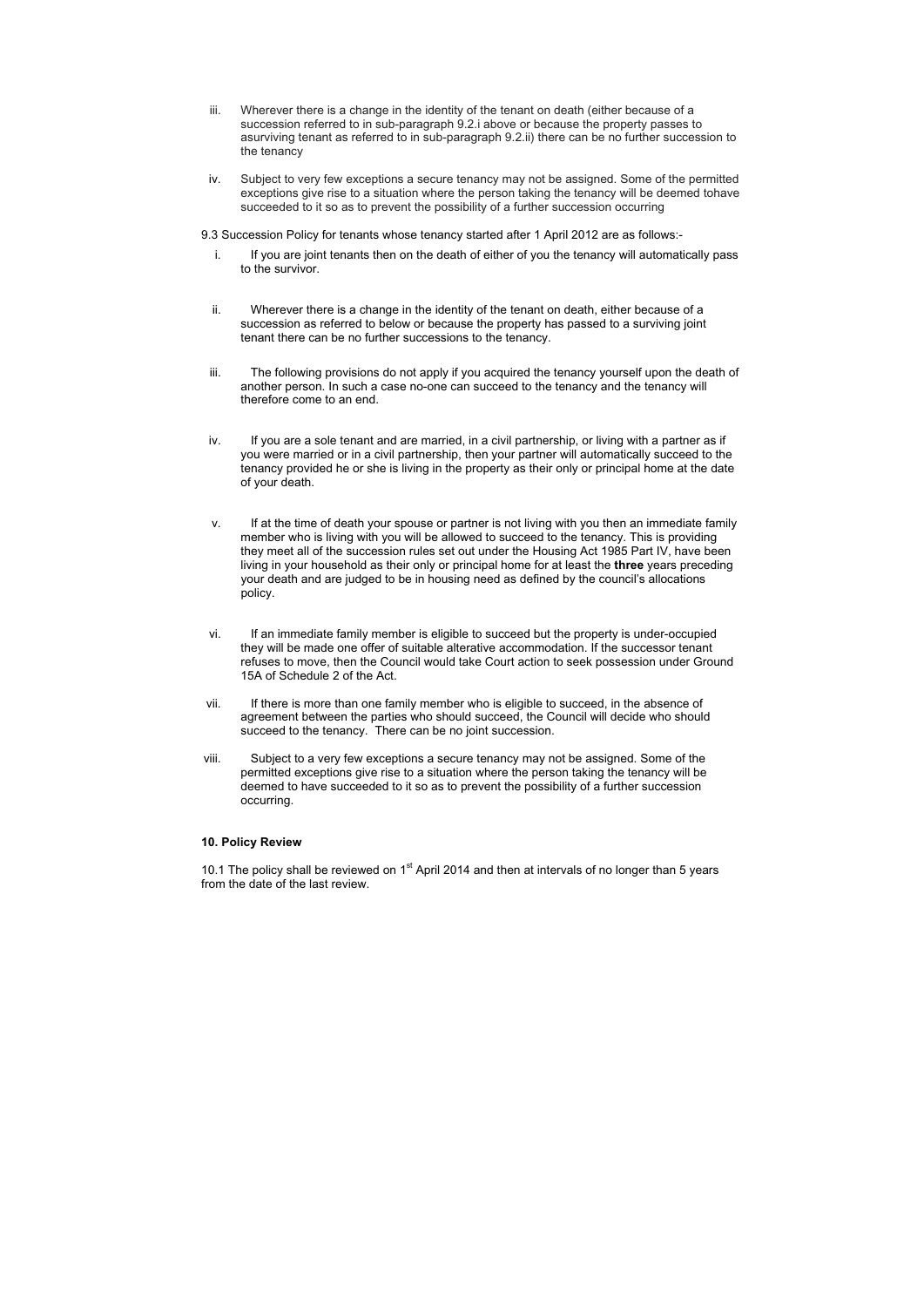iii. Wherever there is a change in the identity of the tenant on death (either because of a succession referred to in sub-paragraph 9.2.i above or because the property passes to asurviving tenant as referred to in sub-paragraph 9.2.ii) there can be no further succession to the tenancy

iv. Subject to very few exceptions a secure tenancy may not be assigned. Some of the permitted exceptions give rise to a situation where the person taking the tenancy will be deemed tohave succeeded to it so as to prevent the possibility of a further succession occurring

9.3 Succession Policy for tenants whose tenancy started after 1 April 2012 are as follows:-

i. If you are joint tenants then on the death of either of you the tenancy will automatically pass to the survivor.

ii. Wherever there is a change in the identity of the tenant on death, either because of a succession as referred to below or because the property has passed to a surviving joint tenant there can be no further successions to the tenancy.

iii. The following provisions do not apply if you acquired the tenancy yourself upon the death of another person. In such a case no-one can succeed to the tenancy and the tenancy will therefore come to an end.

iv. If you are a sole tenant and are married, in a civil partnership, or living with a partner as if you were married or in a civil partnership, then your partner will automatically succeed to the tenancy provided he or she is living in the property as their only or principal home at the date of your death.

v. If at the time of death your spouse or partner is not living with you then an immediate family member who is living with you will be allowed to succeed to the tenancy. This is providing they meet all of the succession rules set out under the Housing Act 1985 Part IV, have been living in your household as their only or principal home for at least the **three** years preceding your death and are judged to be in housing need as defined by the council's allocations policy.

vi. If an immediate family member is eligible to succeed but the property is under-occupied they will be made one offer of suitable alterative accommodation. If the successor tenant refuses to move, then the Council would take Court action to seek possession under Ground 15A of Schedule 2 of the Act.

vii. If there is more than one family member who is eligible to succeed, in the absence of agreement between the parties who should succeed, the Council will decide who should succeed to the tenancy. There can be no joint succession.

viii. Subject to a very few exceptions a secure tenancy may not be assigned. Some of the permitted exceptions give rise to a situation where the person taking the tenancy will be deemed to have succeeded to it so as to prevent the possibility of a further succession occurring.

**10. Policy Review**

10.1 The policy shall be reviewed on 1st April 2014 and then at intervals of no longer than 5 years from the date of the last review.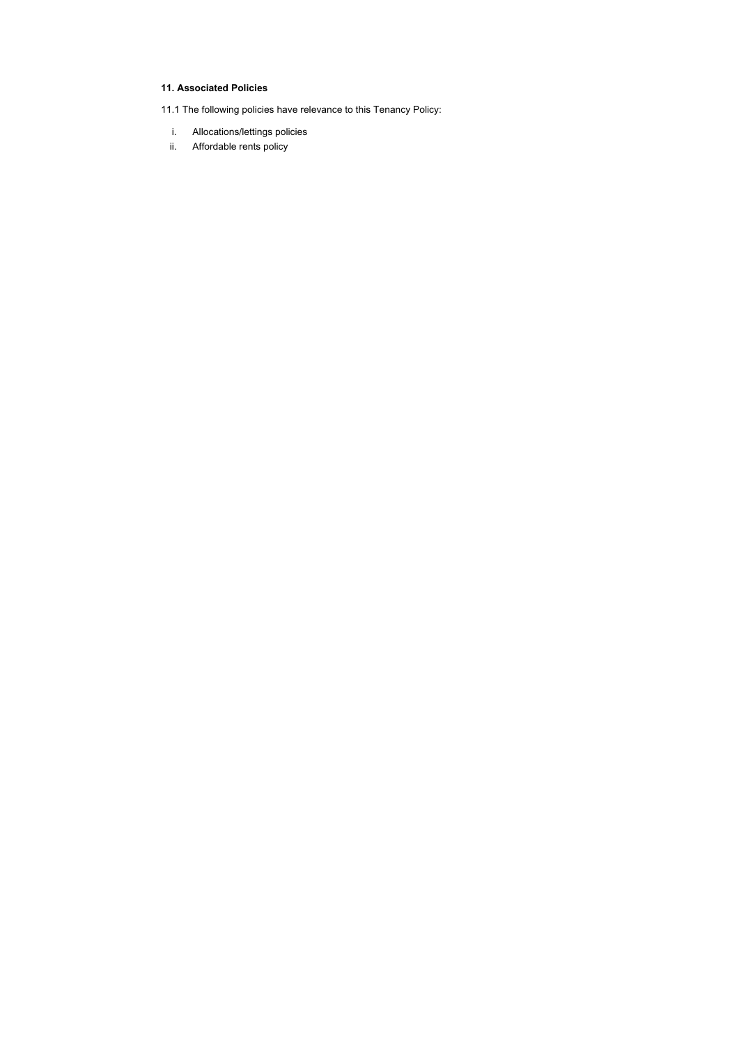## 11. Associated Policies

11.1 The following policies have relevance to this Tenancy Policy:

i. Allocations/lettings policies
ii. Affordable rents policy